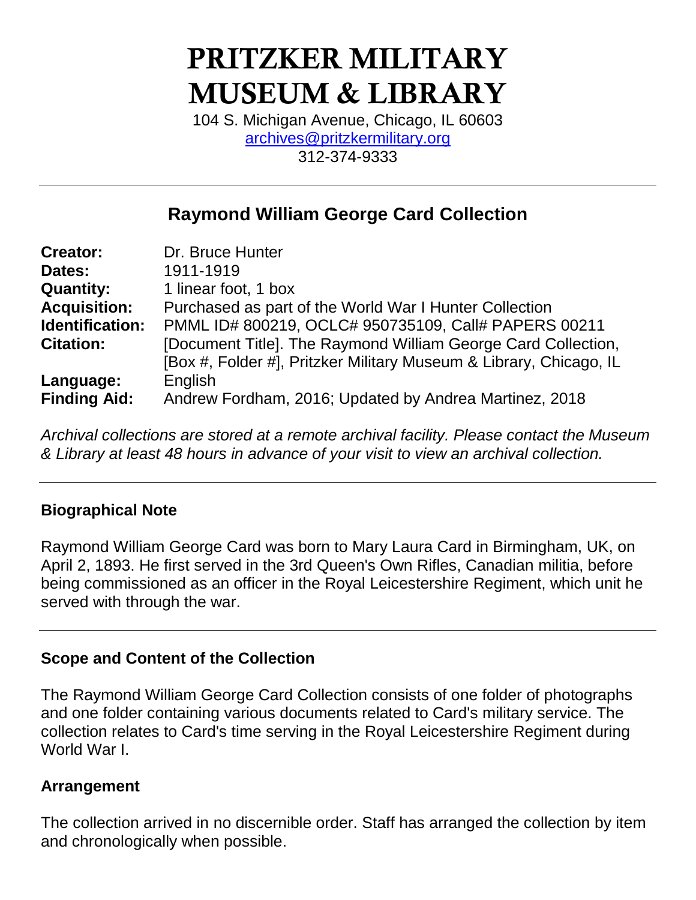# PRITZKER MILITARY MUSEUM & LIBRARY

104 S. Michigan Avenue, Chicago, IL 60603
archives@pritzkermilitary.org
312-374-9333

---

## Raymond William George Card Collection

| | |
|---|---|
| **Creator:** | Dr. Bruce Hunter |
| **Dates:** | 1911-1919 |
| **Quantity:** | 1 linear foot, 1 box |
| **Acquisition:** | Purchased as part of the World War I Hunter Collection |
| **Identification:** | PMML ID# 800219, OCLC# 950735109, Call# PAPERS 00211 |
| **Citation:** | [Document Title]. The Raymond William George Card Collection, [Box #, Folder #], Pritzker Military Museum & Library, Chicago, IL |
| **Language:** | English |
| **Finding Aid:** | Andrew Fordham, 2016; Updated by Andrea Martinez, 2018 |

*Archival collections are stored at a remote archival facility. Please contact the Museum & Library at least 48 hours in advance of your visit to view an archival collection.*

---

### Biographical Note

Raymond William George Card was born to Mary Laura Card in Birmingham, UK, on April 2, 1893. He first served in the 3rd Queen's Own Rifles, Canadian militia, before being commissioned as an officer in the Royal Leicestershire Regiment, which unit he served with through the war.

---

### Scope and Content of the Collection

The Raymond William George Card Collection consists of one folder of photographs and one folder containing various documents related to Card's military service. The collection relates to Card's time serving in the Royal Leicestershire Regiment during World War I.

### Arrangement

The collection arrived in no discernible order. Staff has arranged the collection by item and chronologically when possible.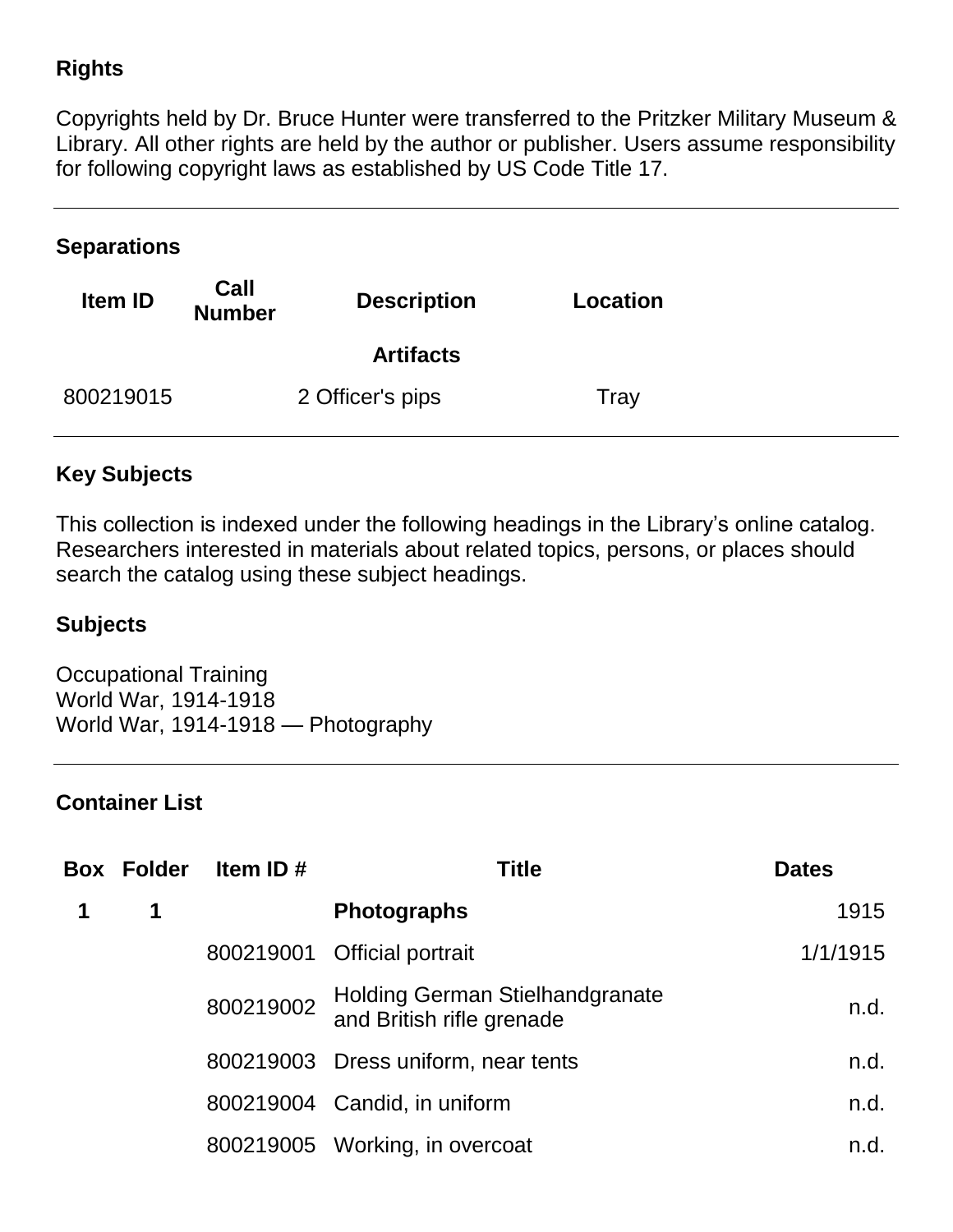## Rights

Copyrights held by Dr. Bruce Hunter were transferred to the Pritzker Military Museum & Library. All other rights are held by the author or publisher. Users assume responsibility for following copyright laws as established by US Code Title 17.

---

## Separations

| Item ID | Call Number | Description | Location |
|---|---|---|---|
| | | **Artifacts** | |
| 800219015 | | 2 Officer's pips | Tray |

---

## Key Subjects

This collection is indexed under the following headings in the Library's online catalog. Researchers interested in materials about related topics, persons, or places should search the catalog using these subject headings.

### Subjects

Occupational Training
World War, 1914-1918
World War, 1914-1918 — Photography

---

## Container List

| Box | Folder | Item ID # | Title | Dates |
|---|---|---|---|---|
| **1** | **1** | | **Photographs** | 1915 |
| | | 800219001 | Official portrait | 1/1/1915 |
| | | 800219002 | Holding German Stielhandgranate and British rifle grenade | n.d. |
| | | 800219003 | Dress uniform, near tents | n.d. |
| | | 800219004 | Candid, in uniform | n.d. |
| | | 800219005 | Working, in overcoat | n.d. |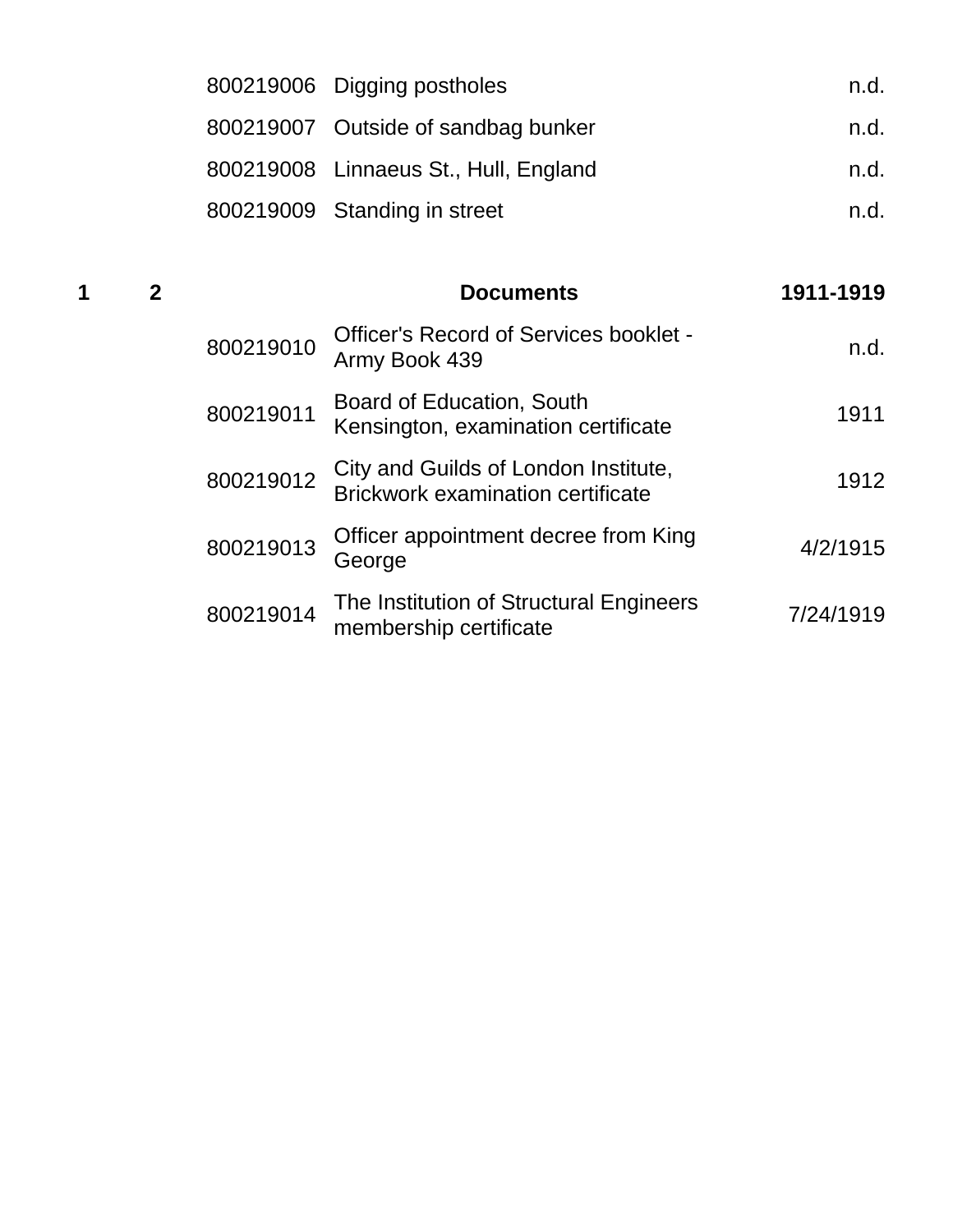| | | | | |
|---|---|---|---|---|
| | | 800219006 | Digging postholes | n.d. |
| | | 800219007 | Outside of sandbag bunker | n.d. |
| | | 800219008 | Linnaeus St., Hull, England | n.d. |
| | | 800219009 | Standing in street | n.d. |
| **1** | **2** | | **Documents** | **1911-1919** |
| | | 800219010 | Officer's Record of Services booklet - Army Book 439 | n.d. |
| | | 800219011 | Board of Education, South Kensington, examination certificate | 1911 |
| | | 800219012 | City and Guilds of London Institute, Brickwork examination certificate | 1912 |
| | | 800219013 | Officer appointment decree from King George | 4/2/1915 |
| | | 800219014 | The Institution of Structural Engineers membership certificate | 7/24/1919 |